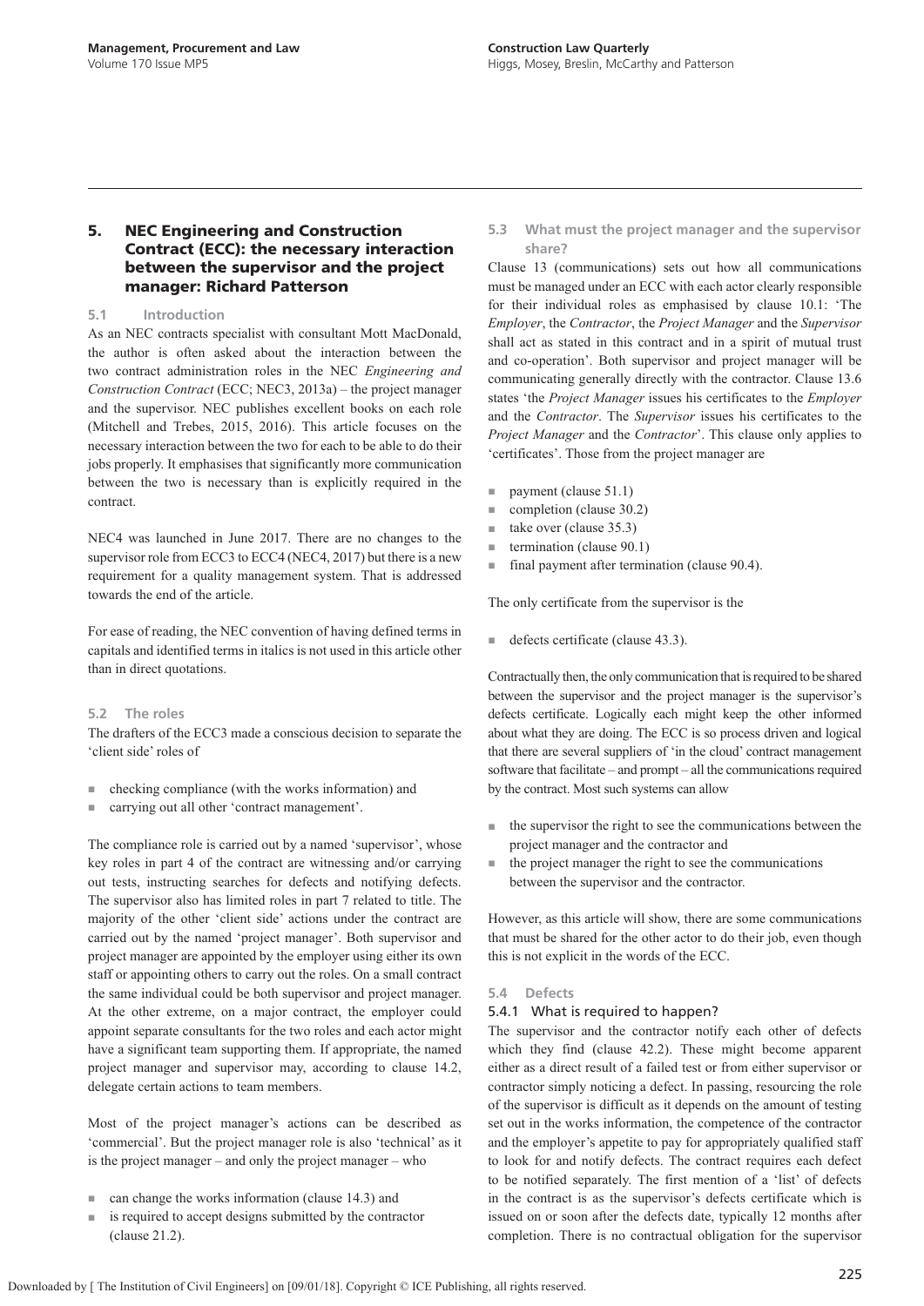## 5. NEC Engineering and Construction Contract (ECC): the necessary interaction between the supervisor and the project manager: Richard Patterson

### 5.1 Introduction

As an NEC contracts specialist with consultant Mott MacDonald, the author is often asked about the interaction between the two contract administration roles in the NEC *Engineering and Construction Contract* (ECC; NEC3, 2013a) – the project manager and the supervisor. NEC publishes excellent books on each role (Mitchell and Trebes, 2015, 2016). This article focuses on the necessary interaction between the two for each to be able to do their jobs properly. It emphasises that significantly more communication between the two is necessary than is explicitly required in the contract.

NEC4 was launched in June 2017. There are no changes to the supervisor role from ECC3 to ECC4 (NEC4, 2017) but there is a new requirement for a quality management system. That is addressed towards the end of the article.

For ease of reading, the NEC convention of having defined terms in capitals and identified terms in italics is not used in this article other than in direct quotations.

### 5.2 The roles

The drafters of the ECC3 made a conscious decision to separate the 'client side' roles of

- checking compliance (with the works information) and
- carrying out all other 'contract management'.

The compliance role is carried out by a named 'supervisor', whose key roles in part 4 of the contract are witnessing and/or carrying out tests, instructing searches for defects and notifying defects. The supervisor also has limited roles in part 7 related to title. The majority of the other 'client side' actions under the contract are carried out by the named 'project manager'. Both supervisor and project manager are appointed by the employer using either its own staff or appointing others to carry out the roles. On a small contract the same individual could be both supervisor and project manager. At the other extreme, on a major contract, the employer could appoint separate consultants for the two roles and each actor might have a significant team supporting them. If appropriate, the named project manager and supervisor may, according to clause 14.2, delegate certain actions to team members.

Most of the project manager's actions can be described as 'commercial'. But the project manager role is also 'technical' as it is the project manager – and only the project manager – who

- can change the works information (clause 14.3) and
- is required to accept designs submitted by the contractor (clause 21.2).

### 5.3 What must the project manager and the supervisor share?

Clause 13 (communications) sets out how all communications must be managed under an ECC with each actor clearly responsible for their individual roles as emphasised by clause 10.1: 'The *Employer*, the *Contractor*, the *Project Manager* and the *Supervisor* shall act as stated in this contract and in a spirit of mutual trust and co-operation'. Both supervisor and project manager will be communicating generally directly with the contractor. Clause 13.6 states 'the *Project Manager* issues his certificates to the *Employer* and the *Contractor*. The *Supervisor* issues his certificates to the *Project Manager* and the *Contractor*'. This clause only applies to 'certificates'. Those from the project manager are

- payment (clause 51.1)
- completion (clause 30.2)
- take over (clause 35.3)
- termination (clause 90.1)
- final payment after termination (clause 90.4).

The only certificate from the supervisor is the

- defects certificate (clause 43.3).

Contractually then, the only communication that is required to be shared between the supervisor and the project manager is the supervisor's defects certificate. Logically each might keep the other informed about what they are doing. The ECC is so process driven and logical that there are several suppliers of 'in the cloud' contract management software that facilitate – and prompt – all the communications required by the contract. Most such systems can allow

- the supervisor the right to see the communications between the project manager and the contractor and
- the project manager the right to see the communications between the supervisor and the contractor.

However, as this article will show, there are some communications that must be shared for the other actor to do their job, even though this is not explicit in the words of the ECC.

### 5.4 Defects

#### 5.4.1 What is required to happen?

The supervisor and the contractor notify each other of defects which they find (clause 42.2). These might become apparent either as a direct result of a failed test or from either supervisor or contractor simply noticing a defect. In passing, resourcing the role of the supervisor is difficult as it depends on the amount of testing set out in the works information, the competence of the contractor and the employer's appetite to pay for appropriately qualified staff to look for and notify defects. The contract requires each defect to be notified separately. The first mention of a 'list' of defects in the contract is as the supervisor's defects certificate which is issued on or soon after the defects date, typically 12 months after completion. There is no contractual obligation for the supervisor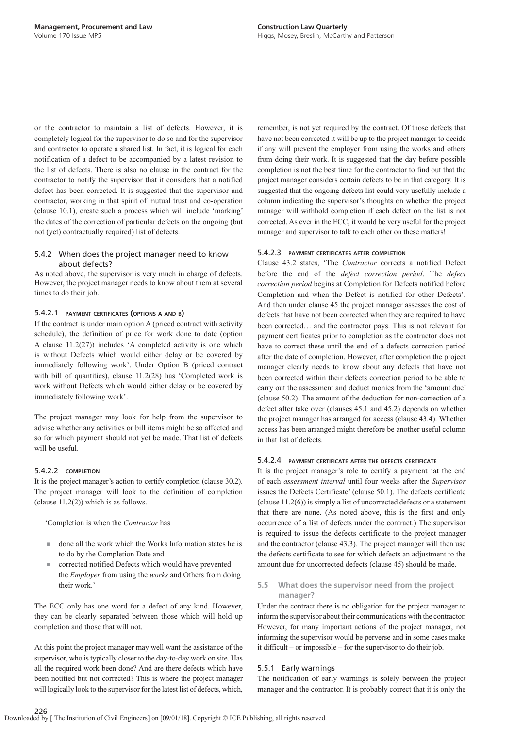or the contractor to maintain a list of defects. However, it is completely logical for the supervisor to do so and for the supervisor and contractor to operate a shared list. In fact, it is logical for each notification of a defect to be accompanied by a latest revision to the list of defects. There is also no clause in the contract for the contractor to notify the supervisor that it considers that a notified defect has been corrected. It is suggested that the supervisor and contractor, working in that spirit of mutual trust and co-operation (clause 10.1), create such a process which will include 'marking' the dates of the correction of particular defects on the ongoing (but not (yet) contractually required) list of defects.

### 5.4.2 When does the project manager need to know about defects?

As noted above, the supervisor is very much in charge of defects. However, the project manager needs to know about them at several times to do their job.

#### 5.4.2.1 Payment certificates (options A and B)

If the contract is under main option A (priced contract with activity schedule), the definition of price for work done to date (option A clause 11.2(27)) includes 'A completed activity is one which is without Defects which would either delay or be covered by immediately following work'. Under Option B (priced contract with bill of quantities), clause 11.2(28) has 'Completed work is work without Defects which would either delay or be covered by immediately following work'.

The project manager may look for help from the supervisor to advise whether any activities or bill items might be so affected and so for which payment should not yet be made. That list of defects will be useful.

#### 5.4.2.2 Completion

It is the project manager's action to certify completion (clause 30.2). The project manager will look to the definition of completion (clause 11.2(2)) which is as follows.

'Completion is when the *Contractor* has

- done all the work which the Works Information states he is to do by the Completion Date and
- corrected notified Defects which would have prevented the *Employer* from using the *works* and Others from doing their work.'

The ECC only has one word for a defect of any kind. However, they can be clearly separated between those which will hold up completion and those that will not.

At this point the project manager may well want the assistance of the supervisor, who is typically closer to the day-to-day work on site. Has all the required work been done? And are there defects which have been notified but not corrected? This is where the project manager will logically look to the supervisor for the latest list of defects, which, remember, is not yet required by the contract. Of those defects that have not been corrected it will be up to the project manager to decide if any will prevent the employer from using the works and others from doing their work. It is suggested that the day before possible completion is not the best time for the contractor to find out that the project manager considers certain defects to be in that category. It is suggested that the ongoing defects list could very usefully include a column indicating the supervisor's thoughts on whether the project manager will withhold completion if each defect on the list is not corrected. As ever in the ECC, it would be very useful for the project manager and supervisor to talk to each other on these matters!

#### 5.4.2.3 Payment certificates after completion

Clause 43.2 states, 'The *Contractor* corrects a notified Defect before the end of the *defect correction period*. The *defect correction period* begins at Completion for Defects notified before Completion and when the Defect is notified for other Defects'. And then under clause 45 the project manager assesses the cost of defects that have not been corrected when they are required to have been corrected… and the contractor pays. This is not relevant for payment certificates prior to completion as the contractor does not have to correct these until the end of a defects correction period after the date of completion. However, after completion the project manager clearly needs to know about any defects that have not been corrected within their defects correction period to be able to carry out the assessment and deduct monies from the 'amount due' (clause 50.2). The amount of the deduction for non-correction of a defect after take over (clauses 45.1 and 45.2) depends on whether the project manager has arranged for access (clause 43.4). Whether access has been arranged might therefore be another useful column in that list of defects.

#### 5.4.2.4 Payment certificate after the defects certificate

It is the project manager's role to certify a payment 'at the end of each *assessment interval* until four weeks after the *Supervisor* issues the Defects Certificate' (clause 50.1). The defects certificate (clause 11.2(6)) is simply a list of uncorrected defects or a statement that there are none. (As noted above, this is the first and only occurrence of a list of defects under the contract.) The supervisor is required to issue the defects certificate to the project manager and the contractor (clause 43.3). The project manager will then use the defects certificate to see for which defects an adjustment to the amount due for uncorrected defects (clause 45) should be made.

## 5.5 What does the supervisor need from the project manager?

Under the contract there is no obligation for the project manager to inform the supervisor about their communications with the contractor. However, for many important actions of the project manager, not informing the supervisor would be perverse and in some cases make it difficult – or impossible – for the supervisor to do their job.

### 5.5.1 Early warnings

The notification of early warnings is solely between the project manager and the contractor. It is probably correct that it is only the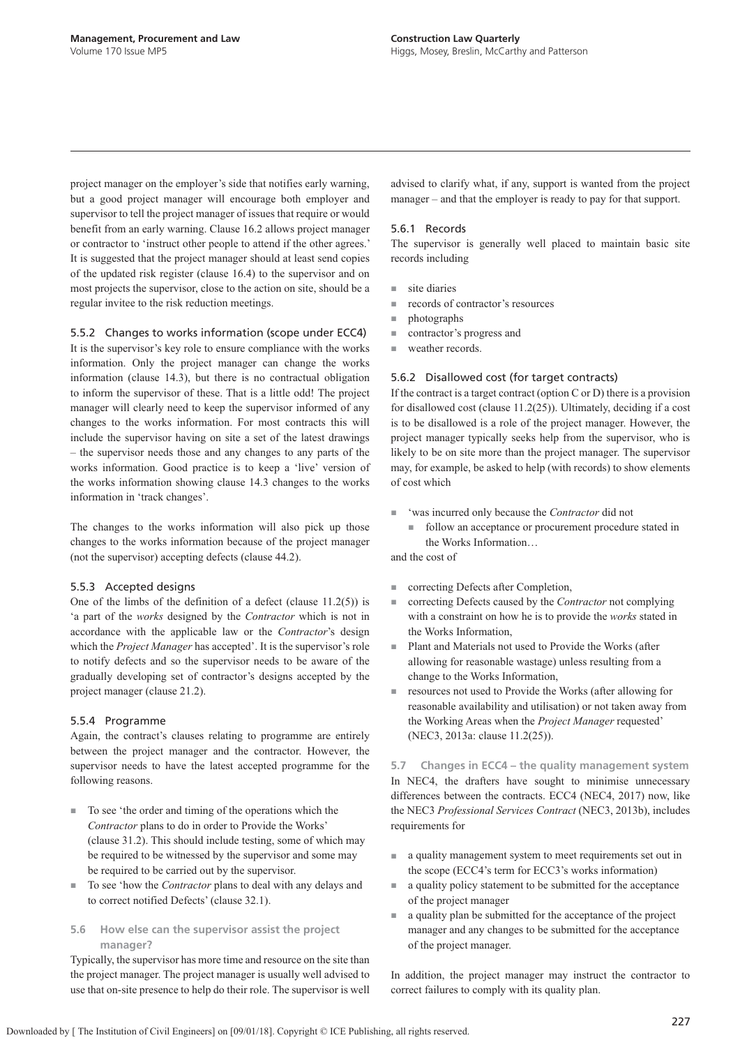project manager on the employer's side that notifies early warning, but a good project manager will encourage both employer and supervisor to tell the project manager of issues that require or would benefit from an early warning. Clause 16.2 allows project manager or contractor to 'instruct other people to attend if the other agrees.' It is suggested that the project manager should at least send copies of the updated risk register (clause 16.4) to the supervisor and on most projects the supervisor, close to the action on site, should be a regular invitee to the risk reduction meetings.

#### 5.5.2 Changes to works information (scope under ECC4)

It is the supervisor's key role to ensure compliance with the works information. Only the project manager can change the works information (clause 14.3), but there is no contractual obligation to inform the supervisor of these. That is a little odd! The project manager will clearly need to keep the supervisor informed of any changes to the works information. For most contracts this will include the supervisor having on site a set of the latest drawings – the supervisor needs those and any changes to any parts of the works information. Good practice is to keep a 'live' version of the works information showing clause 14.3 changes to the works information in 'track changes'.

The changes to the works information will also pick up those changes to the works information because of the project manager (not the supervisor) accepting defects (clause 44.2).

#### 5.5.3 Accepted designs

One of the limbs of the definition of a defect (clause 11.2(5)) is 'a part of the *works* designed by the *Contractor* which is not in accordance with the applicable law or the *Contractor*'s design which the *Project Manager* has accepted'. It is the supervisor's role to notify defects and so the supervisor needs to be aware of the gradually developing set of contractor's designs accepted by the project manager (clause 21.2).

#### 5.5.4 Programme

Again, the contract's clauses relating to programme are entirely between the project manager and the contractor. However, the supervisor needs to have the latest accepted programme for the following reasons.

- To see 'the order and timing of the operations which the *Contractor* plans to do in order to Provide the Works' (clause 31.2). This should include testing, some of which may be required to be witnessed by the supervisor and some may be required to be carried out by the supervisor.
- To see 'how the *Contractor* plans to deal with any delays and to correct notified Defects' (clause 32.1).

### 5.6 How else can the supervisor assist the project manager?

Typically, the supervisor has more time and resource on the site than the project manager. The project manager is usually well advised to use that on-site presence to help do their role. The supervisor is well advised to clarify what, if any, support is wanted from the project manager – and that the employer is ready to pay for that support.

#### 5.6.1 Records

The supervisor is generally well placed to maintain basic site records including

- site diaries
- records of contractor's resources
- photographs
- contractor's progress and
- weather records.

#### 5.6.2 Disallowed cost (for target contracts)

If the contract is a target contract (option C or D) there is a provision for disallowed cost (clause 11.2(25)). Ultimately, deciding if a cost is to be disallowed is a role of the project manager. However, the project manager typically seeks help from the supervisor, who is likely to be on site more than the project manager. The supervisor may, for example, be asked to help (with records) to show elements of cost which

- 'was incurred only because the *Contractor* did not
  - follow an acceptance or procurement procedure stated in the Works Information…

and the cost of

- correcting Defects after Completion,
- correcting Defects caused by the *Contractor* not complying with a constraint on how he is to provide the *works* stated in the Works Information,
- Plant and Materials not used to Provide the Works (after allowing for reasonable wastage) unless resulting from a change to the Works Information,
- resources not used to Provide the Works (after allowing for reasonable availability and utilisation) or not taken away from the Working Areas when the *Project Manager* requested' (NEC3, 2013a: clause 11.2(25)).

### 5.7 Changes in ECC4 – the quality management system

In NEC4, the drafters have sought to minimise unnecessary differences between the contracts. ECC4 (NEC4, 2017) now, like the NEC3 *Professional Services Contract* (NEC3, 2013b), includes requirements for

- a quality management system to meet requirements set out in the scope (ECC4's term for ECC3's works information)
- a quality policy statement to be submitted for the acceptance of the project manager
- a quality plan be submitted for the acceptance of the project manager and any changes to be submitted for the acceptance of the project manager.

In addition, the project manager may instruct the contractor to correct failures to comply with its quality plan.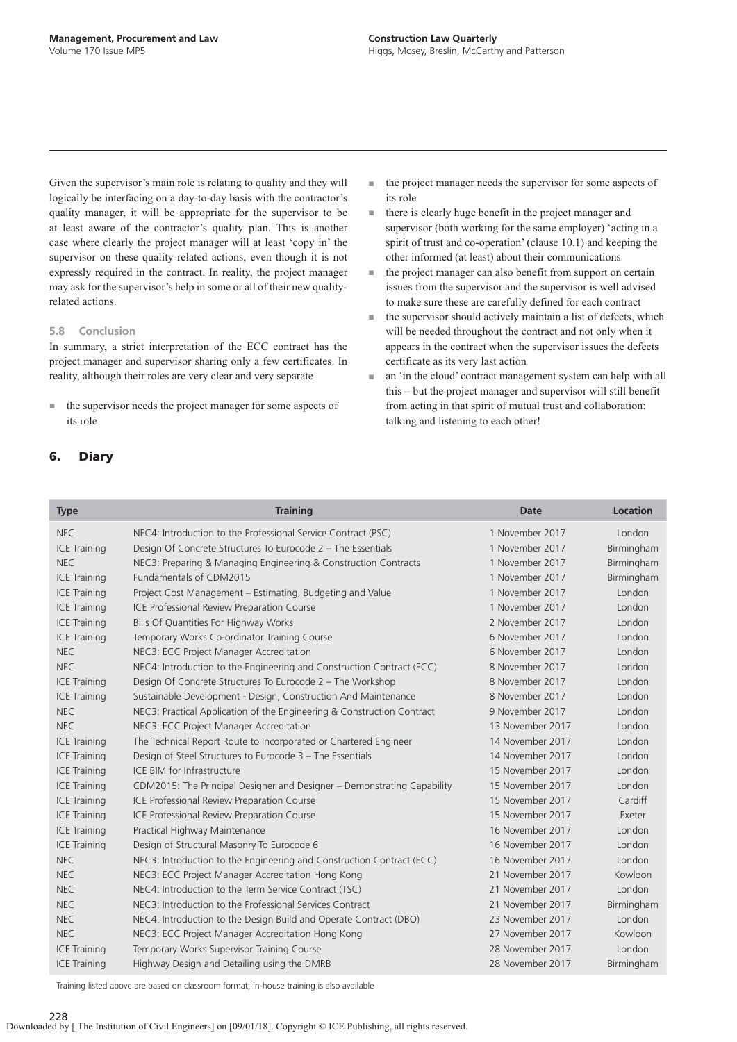Given the supervisor's main role is relating to quality and they will logically be interfacing on a day-to-day basis with the contractor's quality manager, it will be appropriate for the supervisor to be at least aware of the contractor's quality plan. This is another case where clearly the project manager will at least 'copy in' the supervisor on these quality-related actions, even though it is not expressly required in the contract. In reality, the project manager may ask for the supervisor's help in some or all of their new quality-related actions.

### 5.8 Conclusion

In summary, a strict interpretation of the ECC contract has the project manager and supervisor sharing only a few certificates. In reality, although their roles are very clear and very separate

- the supervisor needs the project manager for some aspects of its role
- the project manager needs the supervisor for some aspects of its role
- there is clearly huge benefit in the project manager and supervisor (both working for the same employer) 'acting in a spirit of trust and co-operation' (clause 10.1) and keeping the other informed (at least) about their communications
- the project manager can also benefit from support on certain issues from the supervisor and the supervisor is well advised to make sure these are carefully defined for each contract
- the supervisor should actively maintain a list of defects, which will be needed throughout the contract and not only when it appears in the contract when the supervisor issues the defects certificate as its very last action
- an 'in the cloud' contract management system can help with all this – but the project manager and supervisor will still benefit from acting in that spirit of mutual trust and collaboration: talking and listening to each other!

## 6. Diary

| Type | Training | Date | Location |
|---|---|---|---|
| NEC | NEC4: Introduction to the Professional Service Contract (PSC) | 1 November 2017 | London |
| ICE Training | Design Of Concrete Structures To Eurocode 2 – The Essentials | 1 November 2017 | Birmingham |
| NEC | NEC3: Preparing & Managing Engineering & Construction Contracts | 1 November 2017 | Birmingham |
| ICE Training | Fundamentals of CDM2015 | 1 November 2017 | Birmingham |
| ICE Training | Project Cost Management – Estimating, Budgeting and Value | 1 November 2017 | London |
| ICE Training | ICE Professional Review Preparation Course | 1 November 2017 | London |
| ICE Training | Bills Of Quantities For Highway Works | 2 November 2017 | London |
| ICE Training | Temporary Works Co-ordinator Training Course | 6 November 2017 | London |
| NEC | NEC3: ECC Project Manager Accreditation | 6 November 2017 | London |
| NEC | NEC4: Introduction to the Engineering and Construction Contract (ECC) | 8 November 2017 | London |
| ICE Training | Design Of Concrete Structures To Eurocode 2 – The Workshop | 8 November 2017 | London |
| ICE Training | Sustainable Development - Design, Construction And Maintenance | 8 November 2017 | London |
| NEC | NEC3: Practical Application of the Engineering & Construction Contract | 9 November 2017 | London |
| NEC | NEC3: ECC Project Manager Accreditation | 13 November 2017 | London |
| ICE Training | The Technical Report Route to Incorporated or Chartered Engineer | 14 November 2017 | London |
| ICE Training | Design of Steel Structures to Eurocode 3 – The Essentials | 14 November 2017 | London |
| ICE Training | ICE BIM for Infrastructure | 15 November 2017 | London |
| ICE Training | CDM2015: The Principal Designer and Designer – Demonstrating Capability | 15 November 2017 | London |
| ICE Training | ICE Professional Review Preparation Course | 15 November 2017 | Cardiff |
| ICE Training | ICE Professional Review Preparation Course | 15 November 2017 | Exeter |
| ICE Training | Practical Highway Maintenance | 16 November 2017 | London |
| ICE Training | Design of Structural Masonry To Eurocode 6 | 16 November 2017 | London |
| NEC | NEC3: Introduction to the Engineering and Construction Contract (ECC) | 16 November 2017 | London |
| NEC | NEC3: ECC Project Manager Accreditation Hong Kong | 21 November 2017 | Kowloon |
| NEC | NEC4: Introduction to the Term Service Contract (TSC) | 21 November 2017 | London |
| NEC | NEC3: Introduction to the Professional Services Contract | 21 November 2017 | Birmingham |
| NEC | NEC4: Introduction to the Design Build and Operate Contract (DBO) | 23 November 2017 | London |
| NEC | NEC3: ECC Project Manager Accreditation Hong Kong | 27 November 2017 | Kowloon |
| ICE Training | Temporary Works Supervisor Training Course | 28 November 2017 | London |
| ICE Training | Highway Design and Detailing using the DMRB | 28 November 2017 | Birmingham |

Training listed above are based on classroom format; in-house training is also available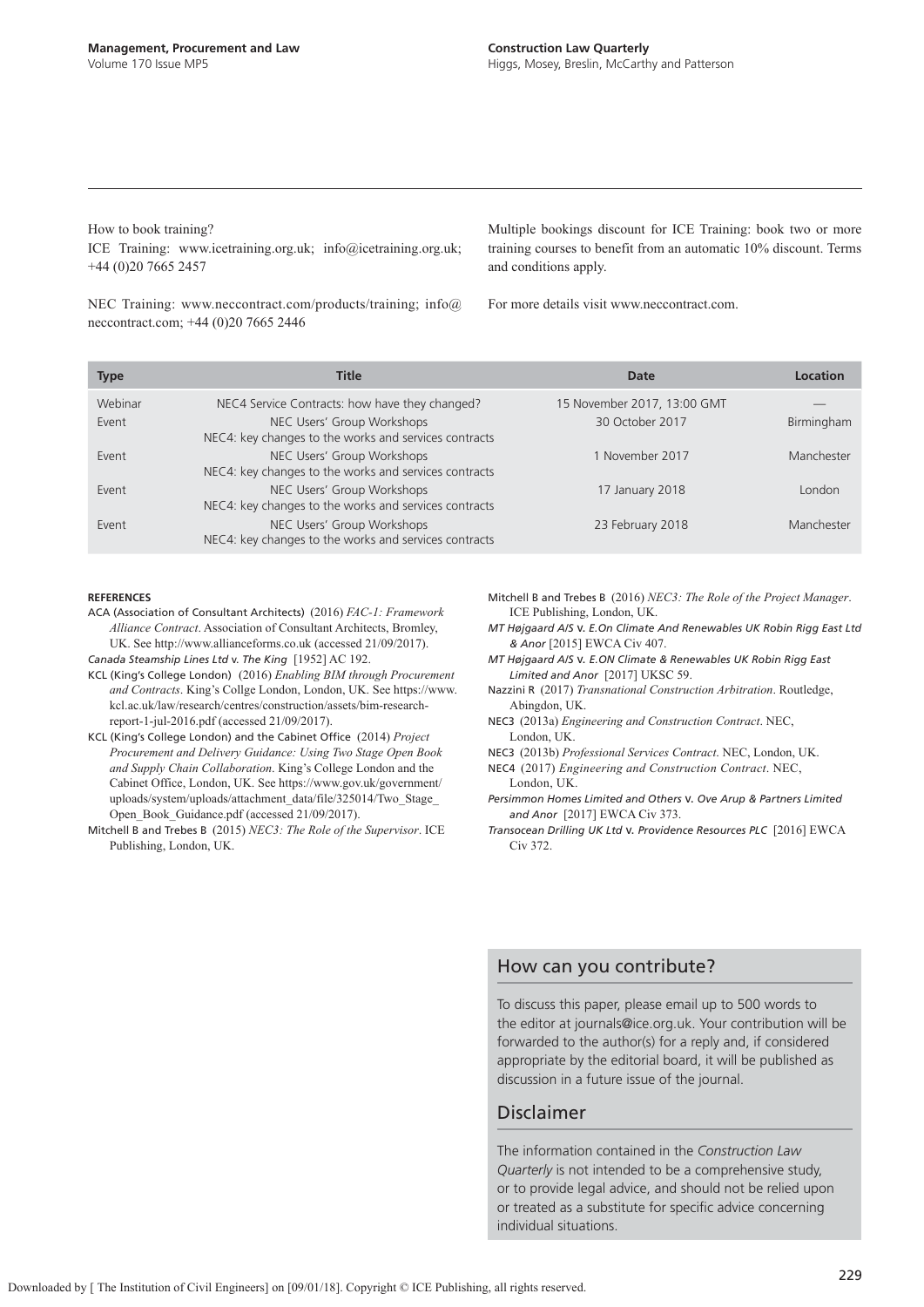How to book training?

ICE Training: www.icetraining.org.uk; info@icetraining.org.uk; +44 (0)20 7665 2457

NEC Training: www.neccontract.com/products/training; info@neccontract.com; +44 (0)20 7665 2446

Multiple bookings discount for ICE Training: book two or more training courses to benefit from an automatic 10% discount. Terms and conditions apply.

For more details visit www.neccontract.com.

| Type | Title | Date | Location |
|---|---|---|---|
| Webinar | NEC4 Service Contracts: how have they changed? | 15 November 2017, 13:00 GMT | — |
| Event | NEC Users' Group Workshops NEC4: key changes to the works and services contracts | 30 October 2017 | Birmingham |
| Event | NEC Users' Group Workshops NEC4: key changes to the works and services contracts | 1 November 2017 | Manchester |
| Event | NEC Users' Group Workshops NEC4: key changes to the works and services contracts | 17 January 2018 | London |
| Event | NEC Users' Group Workshops NEC4: key changes to the works and services contracts | 23 February 2018 | Manchester |

## REFERENCES

ACA (Association of Consultant Architects) (2016) *FAC-1: Framework Alliance Contract*. Association of Consultant Architects, Bromley, UK. See http://www.allianceforms.co.uk (accessed 21/09/2017).

*Canada Steamship Lines Ltd* v. *The King* [1952] AC 192.

KCL (King's College London) (2016) *Enabling BIM through Procurement and Contracts*. King's Collge London, London, UK. See https://www.kcl.ac.uk/law/research/centres/construction/assets/bim-research-report-1-jul-2016.pdf (accessed 21/09/2017).

KCL (King's College London) and the Cabinet Office (2014) *Project Procurement and Delivery Guidance: Using Two Stage Open Book and Supply Chain Collaboration*. King's College London and the Cabinet Office, London, UK. See https://www.gov.uk/government/uploads/system/uploads/attachment_data/file/325014/Two_Stage_Open_Book_Guidance.pdf (accessed 21/09/2017).

Mitchell B and Trebes B (2015) *NEC3: The Role of the Supervisor*. ICE Publishing, London, UK.

Mitchell B and Trebes B (2016) *NEC3: The Role of the Project Manager*. ICE Publishing, London, UK.

*MT Højgaard A/S* v. *E.On Climate And Renewables UK Robin Rigg East Ltd & Anor* [2015] EWCA Civ 407.

*MT Højgaard A/S* v. *E.ON Climate & Renewables UK Robin Rigg East Limited and Anor* [2017] UKSC 59.

Nazzini R (2017) *Transnational Construction Arbitration*. Routledge, Abingdon, UK.

NEC3 (2013a) *Engineering and Construction Contract*. NEC, London, UK.

NEC3 (2013b) *Professional Services Contract*. NEC, London, UK.

NEC4 (2017) *Engineering and Construction Contract*. NEC, London, UK.

*Persimmon Homes Limited and Others* v. *Ove Arup & Partners Limited and Anor* [2017] EWCA Civ 373.

*Transocean Drilling UK Ltd* v. *Providence Resources PLC* [2016] EWCA Civ 372.

## How can you contribute?

To discuss this paper, please email up to 500 words to the editor at journals@ice.org.uk. Your contribution will be forwarded to the author(s) for a reply and, if considered appropriate by the editorial board, it will be published as discussion in a future issue of the journal.

## Disclaimer

The information contained in the *Construction Law Quarterly* is not intended to be a comprehensive study, or to provide legal advice, and should not be relied upon or treated as a substitute for specific advice concerning individual situations.